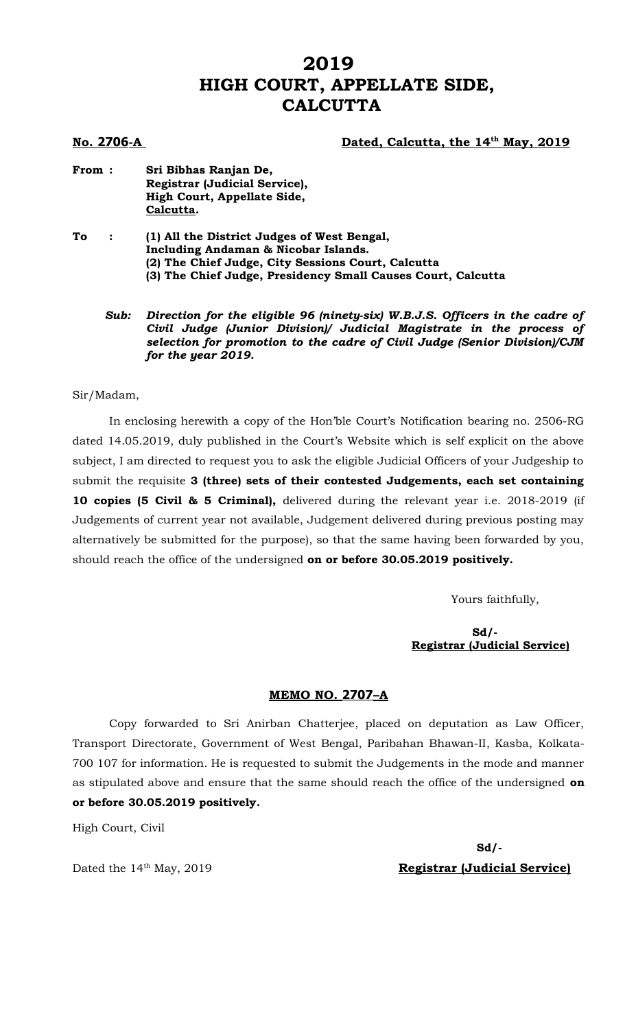# 2019
# HIGH COURT, APPELLATE SIDE, CALCUTTA

**No. 2706-A** **Dated, Calcutta, the 14th May, 2019**

**From :** **Sri Bibhas Ranjan De,**
**Registrar (Judicial Service),**
**High Court, Appellate Side,**
**Calcutta.**

**To :** **(1) All the District Judges of West Bengal,**
**Including Andaman & Nicobar Islands.**
**(2) The Chief Judge, City Sessions Court, Calcutta**
**(3) The Chief Judge, Presidency Small Causes Court, Calcutta**

***Sub: Direction for the eligible 96 (ninety-six) W.B.J.S. Officers in the cadre of Civil Judge (Junior Division)/ Judicial Magistrate in the process of selection for promotion to the cadre of Civil Judge (Senior Division)/CJM for the year 2019.***

Sir/Madam,

In enclosing herewith a copy of the Hon'ble Court's Notification bearing no. 2506-RG dated 14.05.2019, duly published in the Court's Website which is self explicit on the above subject, I am directed to request you to ask the eligible Judicial Officers of your Judgeship to submit the requisite **3 (three) sets of their contested Judgements, each set containing 10 copies (5 Civil & 5 Criminal),** delivered during the relevant year i.e. 2018-2019 (if Judgements of current year not available, Judgement delivered during previous posting may alternatively be submitted for the purpose), so that the same having been forwarded by you, should reach the office of the undersigned **on or before 30.05.2019 positively.**

Yours faithfully,

**Sd/-**
**Registrar (Judicial Service)**

## MEMO NO. 2707–A

Copy forwarded to Sri Anirban Chatterjee, placed on deputation as Law Officer, Transport Directorate, Government of West Bengal, Paribahan Bhawan-II, Kasba, Kolkata-700 107 for information. He is requested to submit the Judgements in the mode and manner as stipulated above and ensure that the same should reach the office of the undersigned **on or before 30.05.2019 positively.**

High Court, Civil

Dated the 14th May, 2019

**Sd/-**
**Registrar (Judicial Service)**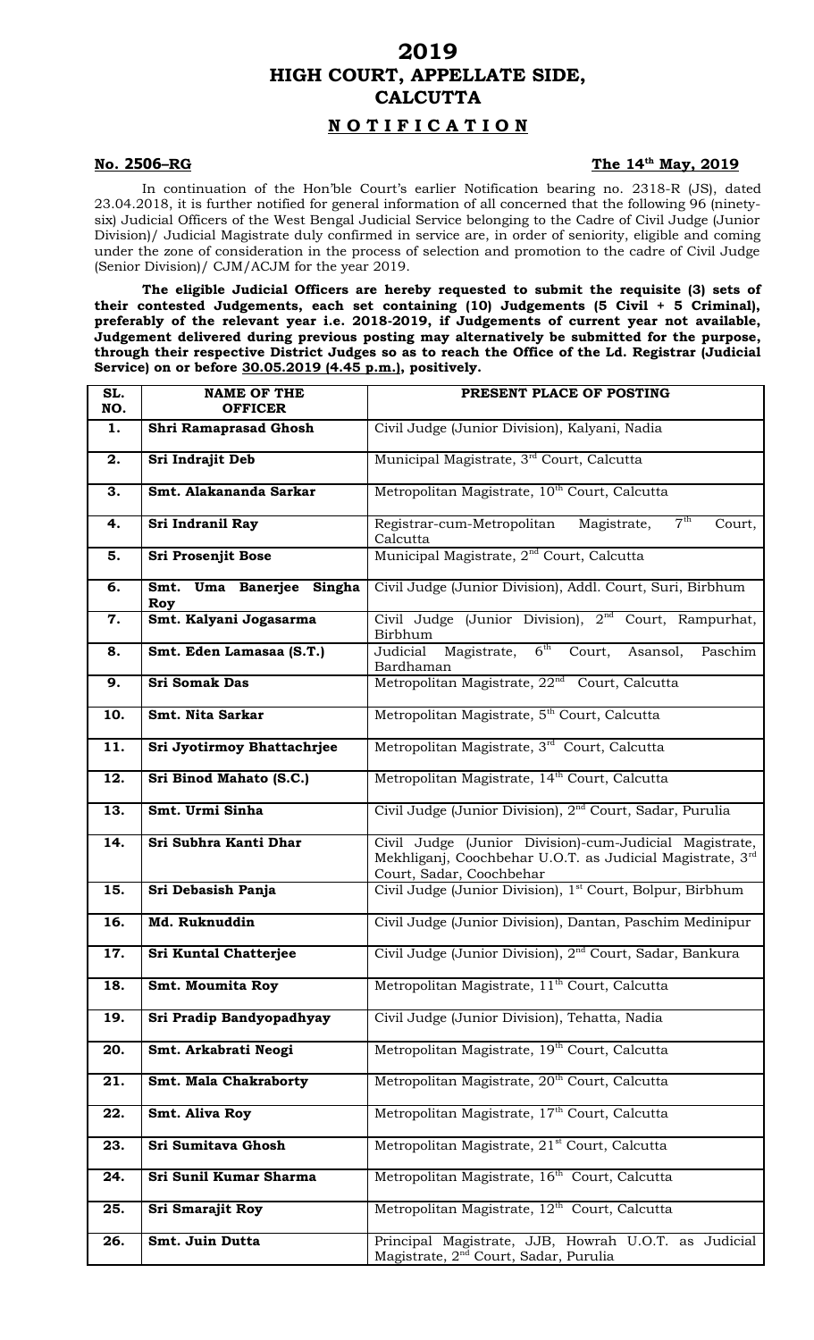# 2019
# HIGH COURT, APPELLATE SIDE, CALCUTTA

## NOTIFICATION

**No. 2506–RG** **The 14th May, 2019**

In continuation of the Hon'ble Court's earlier Notification bearing no. 2318-R (JS), dated 23.04.2018, it is further notified for general information of all concerned that the following 96 (ninety-six) Judicial Officers of the West Bengal Judicial Service belonging to the Cadre of Civil Judge (Junior Division)/ Judicial Magistrate duly confirmed in service are, in order of seniority, eligible and coming under the zone of consideration in the process of selection and promotion to the cadre of Civil Judge (Senior Division)/ CJM/ACJM for the year 2019.

**The eligible Judicial Officers are hereby requested to submit the requisite (3) sets of their contested Judgements, each set containing (10) Judgements (5 Civil + 5 Criminal), preferably of the relevant year i.e. 2018-2019, if Judgements of current year not available, Judgement delivered during previous posting may alternatively be submitted for the purpose, through their respective District Judges so as to reach the Office of the Ld. Registrar (Judicial Service) on or before 30.05.2019 (4.45 p.m.), positively.**

| SL. NO. | NAME OF THE OFFICER | PRESENT PLACE OF POSTING |
|---|---|---|
| 1. | **Shri Ramaprasad Ghosh** | Civil Judge (Junior Division), Kalyani, Nadia |
| 2. | **Sri Indrajit Deb** | Municipal Magistrate, 3rd Court, Calcutta |
| 3. | **Smt. Alakananda Sarkar** | Metropolitan Magistrate, 10th Court, Calcutta |
| 4. | **Sri Indranil Ray** | Registrar-cum-Metropolitan Magistrate, 7th Court, Calcutta |
| 5. | **Sri Prosenjit Bose** | Municipal Magistrate, 2nd Court, Calcutta |
| 6. | **Smt. Uma Banerjee Singha Roy** | Civil Judge (Junior Division), Addl. Court, Suri, Birbhum |
| 7. | **Smt. Kalyani Jogasarma** | Civil Judge (Junior Division), 2nd Court, Rampurhat, Birbhum |
| 8. | **Smt. Eden Lamasaa (S.T.)** | Judicial Magistrate, 6th Court, Asansol, Paschim Bardhaman |
| 9. | **Sri Somak Das** | Metropolitan Magistrate, 22nd Court, Calcutta |
| 10. | **Smt. Nita Sarkar** | Metropolitan Magistrate, 5th Court, Calcutta |
| 11. | **Sri Jyotirmoy Bhattachrjee** | Metropolitan Magistrate, 3rd Court, Calcutta |
| 12. | **Sri Binod Mahato (S.C.)** | Metropolitan Magistrate, 14th Court, Calcutta |
| 13. | **Smt. Urmi Sinha** | Civil Judge (Junior Division), 2nd Court, Sadar, Purulia |
| 14. | **Sri Subhra Kanti Dhar** | Civil Judge (Junior Division)-cum-Judicial Magistrate, Mekhliganj, Coochbehar U.O.T. as Judicial Magistrate, 3rd Court, Sadar, Coochbehar |
| 15. | **Sri Debasish Panja** | Civil Judge (Junior Division), 1st Court, Bolpur, Birbhum |
| 16. | **Md. Ruknuddin** | Civil Judge (Junior Division), Dantan, Paschim Medinipur |
| 17. | **Sri Kuntal Chatterjee** | Civil Judge (Junior Division), 2nd Court, Sadar, Bankura |
| 18. | **Smt. Moumita Roy** | Metropolitan Magistrate, 11th Court, Calcutta |
| 19. | **Sri Pradip Bandyopadhyay** | Civil Judge (Junior Division), Tehatta, Nadia |
| 20. | **Smt. Arkabrati Neogi** | Metropolitan Magistrate, 19th Court, Calcutta |
| 21. | **Smt. Mala Chakraborty** | Metropolitan Magistrate, 20th Court, Calcutta |
| 22. | **Smt. Aliva Roy** | Metropolitan Magistrate, 17th Court, Calcutta |
| 23. | **Sri Sumitava Ghosh** | Metropolitan Magistrate, 21st Court, Calcutta |
| 24. | **Sri Sunil Kumar Sharma** | Metropolitan Magistrate, 16th Court, Calcutta |
| 25. | **Sri Smarajit Roy** | Metropolitan Magistrate, 12th Court, Calcutta |
| 26. | **Smt. Juin Dutta** | Principal Magistrate, JJB, Howrah U.O.T. as Judicial Magistrate, 2nd Court, Sadar, Purulia |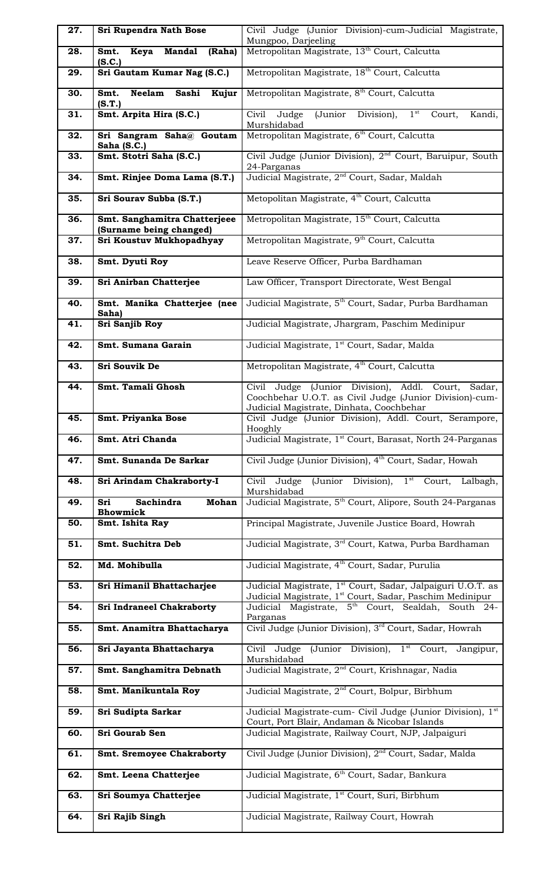| 27. | **Sri Rupendra Nath Bose** | Civil Judge (Junior Division)-cum-Judicial Magistrate, Mungpoo, Darjeeling |
|---|---|---|
| 28. | **Smt. Keya Mandal (Raha) (S.C.)** | Metropolitan Magistrate, 13th Court, Calcutta |
| 29. | **Sri Gautam Kumar Nag (S.C.)** | Metropolitan Magistrate, 18th Court, Calcutta |
| 30. | **Smt. Neelam Sashi Kujur (S.T.)** | Metropolitan Magistrate, 8th Court, Calcutta |
| 31. | **Smt. Arpita Hira (S.C.)** | Civil Judge (Junior Division), 1st Court, Kandi, Murshidabad |
| 32. | **Sri Sangram Saha@ Goutam Saha (S.C.)** | Metropolitan Magistrate, 6th Court, Calcutta |
| 33. | **Smt. Stotri Saha (S.C.)** | Civil Judge (Junior Division), 2nd Court, Baruipur, South 24-Parganas |
| 34. | **Smt. Rinjee Doma Lama (S.T.)** | Judicial Magistrate, 2nd Court, Sadar, Maldah |
| 35. | **Sri Sourav Subba (S.T.)** | Metopolitan Magistrate, 4th Court, Calcutta |
| 36. | **Smt. Sanghamitra Chatterjeee (Surname being changed)** | Metropolitan Magistrate, 15th Court, Calcutta |
| 37. | **Sri Koustuv Mukhopadhyay** | Metropolitan Magistrate, 9th Court, Calcutta |
| 38. | **Smt. Dyuti Roy** | Leave Reserve Officer, Purba Bardhaman |
| 39. | **Sri Anirban Chatterjee** | Law Officer, Transport Directorate, West Bengal |
| 40. | **Smt. Manika Chatterjee (nee Saha)** | Judicial Magistrate, 5th Court, Sadar, Purba Bardhaman |
| 41. | **Sri Sanjib Roy** | Judicial Magistrate, Jhargram, Paschim Medinipur |
| 42. | **Smt. Sumana Garain** | Judicial Magistrate, 1st Court, Sadar, Malda |
| 43. | **Sri Souvik De** | Metropolitan Magistrate, 4th Court, Calcutta |
| 44. | **Smt. Tamali Ghosh** | Civil Judge (Junior Division), Addl. Court, Sadar, Coochbehar U.O.T. as Civil Judge (Junior Division)-cum-Judicial Magistrate, Dinhata, Coochbehar |
| 45. | **Smt. Priyanka Bose** | Civil Judge (Junior Division), Addl. Court, Serampore, Hooghly |
| 46. | **Smt. Atri Chanda** | Judicial Magistrate, 1st Court, Barasat, North 24-Parganas |
| 47. | **Smt. Sunanda De Sarkar** | Civil Judge (Junior Division), 4th Court, Sadar, Howah |
| 48. | **Sri Arindam Chakraborty-I** | Civil Judge (Junior Division), 1st Court, Lalbagh, Murshidabad |
| 49. | **Sri Sachindra Mohan Bhowmick** | Judicial Magistrate, 5th Court, Alipore, South 24-Parganas |
| 50. | **Smt. Ishita Ray** | Principal Magistrate, Juvenile Justice Board, Howrah |
| 51. | **Smt. Suchitra Deb** | Judicial Magistrate, 3rd Court, Katwa, Purba Bardhaman |
| 52. | **Md. Mohibulla** | Judicial Magistrate, 4th Court, Sadar, Purulia |
| 53. | **Sri Himanil Bhattacharjee** | Judicial Magistrate, 1st Court, Sadar, Jalpaiguri U.O.T. as Judicial Magistrate, 1st Court, Sadar, Paschim Medinipur |
| 54. | **Sri Indraneel Chakraborty** | Judicial Magistrate, 5th Court, Sealdah, South 24-Parganas |
| 55. | **Smt. Anamitra Bhattacharya** | Civil Judge (Junior Division), 3rd Court, Sadar, Howrah |
| 56. | **Sri Jayanta Bhattacharya** | Civil Judge (Junior Division), 1st Court, Jangipur, Murshidabad |
| 57. | **Smt. Sanghamitra Debnath** | Judicial Magistrate, 2nd Court, Krishnagar, Nadia |
| 58. | **Smt. Manikuntala Roy** | Judicial Magistrate, 2nd Court, Bolpur, Birbhum |
| 59. | **Sri Sudipta Sarkar** | Judicial Magistrate-cum- Civil Judge (Junior Division), 1st Court, Port Blair, Andaman & Nicobar Islands |
| 60. | **Sri Gourab Sen** | Judicial Magistrate, Railway Court, NJP, Jalpaiguri |
| 61. | **Smt. Sremoyee Chakraborty** | Civil Judge (Junior Division), 2nd Court, Sadar, Malda |
| 62. | **Smt. Leena Chatterjee** | Judicial Magistrate, 6th Court, Sadar, Bankura |
| 63. | **Sri Soumya Chatterjee** | Judicial Magistrate, 1st Court, Suri, Birbhum |
| 64. | **Sri Rajib Singh** | Judicial Magistrate, Railway Court, Howrah |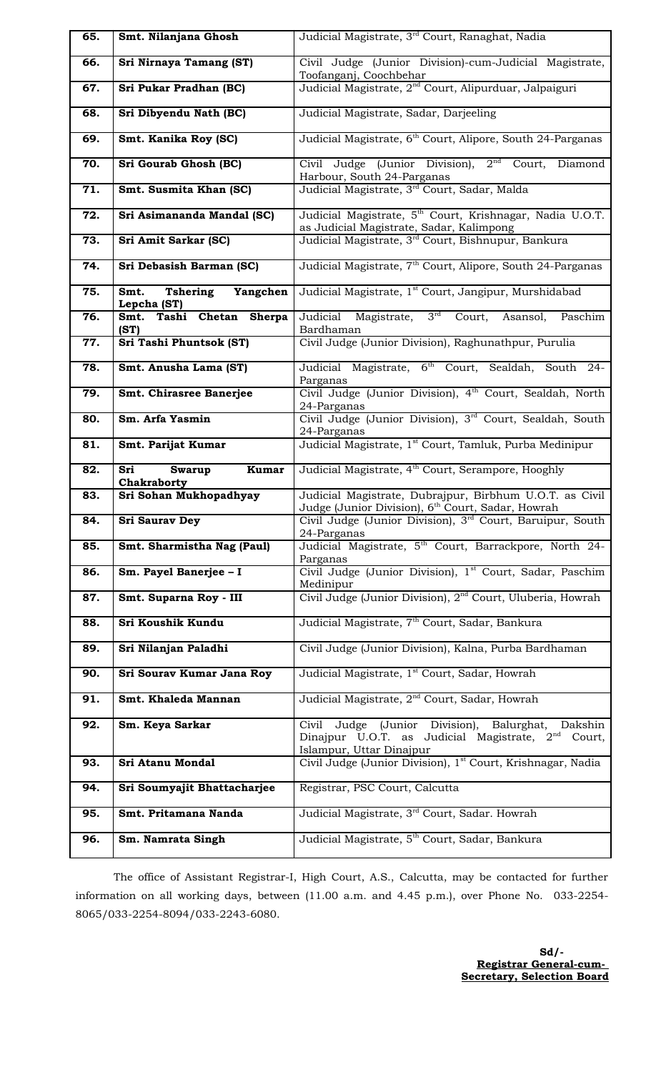| | | |
|---|---|---|
| **65.** | **Smt. Nilanjana Ghosh** | Judicial Magistrate, 3rd Court, Ranaghat, Nadia |
| **66.** | **Sri Nirnaya Tamang (ST)** | Civil Judge (Junior Division)-cum-Judicial Magistrate, Toofanganj, Coochbehar |
| **67.** | **Sri Pukar Pradhan (BC)** | Judicial Magistrate, 2nd Court, Alipurduar, Jalpaiguri |
| **68.** | **Sri Dibyendu Nath (BC)** | Judicial Magistrate, Sadar, Darjeeling |
| **69.** | **Smt. Kanika Roy (SC)** | Judicial Magistrate, 6th Court, Alipore, South 24-Parganas |
| **70.** | **Sri Gourab Ghosh (BC)** | Civil Judge (Junior Division), 2nd Court, Diamond Harbour, South 24-Parganas |
| **71.** | **Smt. Susmita Khan (SC)** | Judicial Magistrate, 3rd Court, Sadar, Malda |
| **72.** | **Sri Asimananda Mandal (SC)** | Judicial Magistrate, 5th Court, Krishnagar, Nadia U.O.T. as Judicial Magistrate, Sadar, Kalimpong |
| **73.** | **Sri Amit Sarkar (SC)** | Judicial Magistrate, 3rd Court, Bishnupur, Bankura |
| **74.** | **Sri Debasish Barman (SC)** | Judicial Magistrate, 7th Court, Alipore, South 24-Parganas |
| **75.** | **Smt. Tshering Yangchen Lepcha (ST)** | Judicial Magistrate, 1st Court, Jangipur, Murshidabad |
| **76.** | **Smt. Tashi Chetan Sherpa (ST)** | Judicial Magistrate, 3rd Court, Asansol, Paschim Bardhaman |
| **77.** | **Sri Tashi Phuntsok (ST)** | Civil Judge (Junior Division), Raghunathpur, Purulia |
| **78.** | **Smt. Anusha Lama (ST)** | Judicial Magistrate, 6th Court, Sealdah, South 24-Parganas |
| **79.** | **Smt. Chirasree Banerjee** | Civil Judge (Junior Division), 4th Court, Sealdah, North 24-Parganas |
| **80.** | **Sm. Arfa Yasmin** | Civil Judge (Junior Division), 3rd Court, Sealdah, South 24-Parganas |
| **81.** | **Smt. Parijat Kumar** | Judicial Magistrate, 1st Court, Tamluk, Purba Medinipur |
| **82.** | **Sri Swarup Kumar Chakraborty** | Judicial Magistrate, 4th Court, Serampore, Hooghly |
| **83.** | **Sri Sohan Mukhopadhyay** | Judicial Magistrate, Dubrajpur, Birbhum U.O.T. as Civil Judge (Junior Division), 6th Court, Sadar, Howrah |
| **84.** | **Sri Saurav Dey** | Civil Judge (Junior Division), 3rd Court, Baruipur, South 24-Parganas |
| **85.** | **Smt. Sharmistha Nag (Paul)** | Judicial Magistrate, 5th Court, Barrackpore, North 24-Parganas |
| **86.** | **Sm. Payel Banerjee – I** | Civil Judge (Junior Division), 1st Court, Sadar, Paschim Medinipur |
| **87.** | **Smt. Suparna Roy - III** | Civil Judge (Junior Division), 2nd Court, Uluberia, Howrah |
| **88.** | **Sri Koushik Kundu** | Judicial Magistrate, 7th Court, Sadar, Bankura |
| **89.** | **Sri Nilanjan Paladhi** | Civil Judge (Junior Division), Kalna, Purba Bardhaman |
| **90.** | **Sri Sourav Kumar Jana Roy** | Judicial Magistrate, 1st Court, Sadar, Howrah |
| **91.** | **Smt. Khaleda Mannan** | Judicial Magistrate, 2nd Court, Sadar, Howrah |
| **92.** | **Sm. Keya Sarkar** | Civil Judge (Junior Division), Balurghat, Dakshin Dinajpur U.O.T. as Judicial Magistrate, 2nd Court, Islampur, Uttar Dinajpur |
| **93.** | **Sri Atanu Mondal** | Civil Judge (Junior Division), 1st Court, Krishnagar, Nadia |
| **94.** | **Sri Soumyajit Bhattacharjee** | Registrar, PSC Court, Calcutta |
| **95.** | **Smt. Pritamana Nanda** | Judicial Magistrate, 3rd Court, Sadar. Howrah |
| **96.** | **Sm. Namrata Singh** | Judicial Magistrate, 5th Court, Sadar, Bankura |

The office of Assistant Registrar-I, High Court, A.S., Calcutta, may be contacted for further information on all working days, between (11.00 a.m. and 4.45 p.m.), over Phone No. 033-2254-8065/033-2254-8094/033-2243-6080.

**Sd/-**
**Registrar General-cum-**
**Secretary, Selection Board**